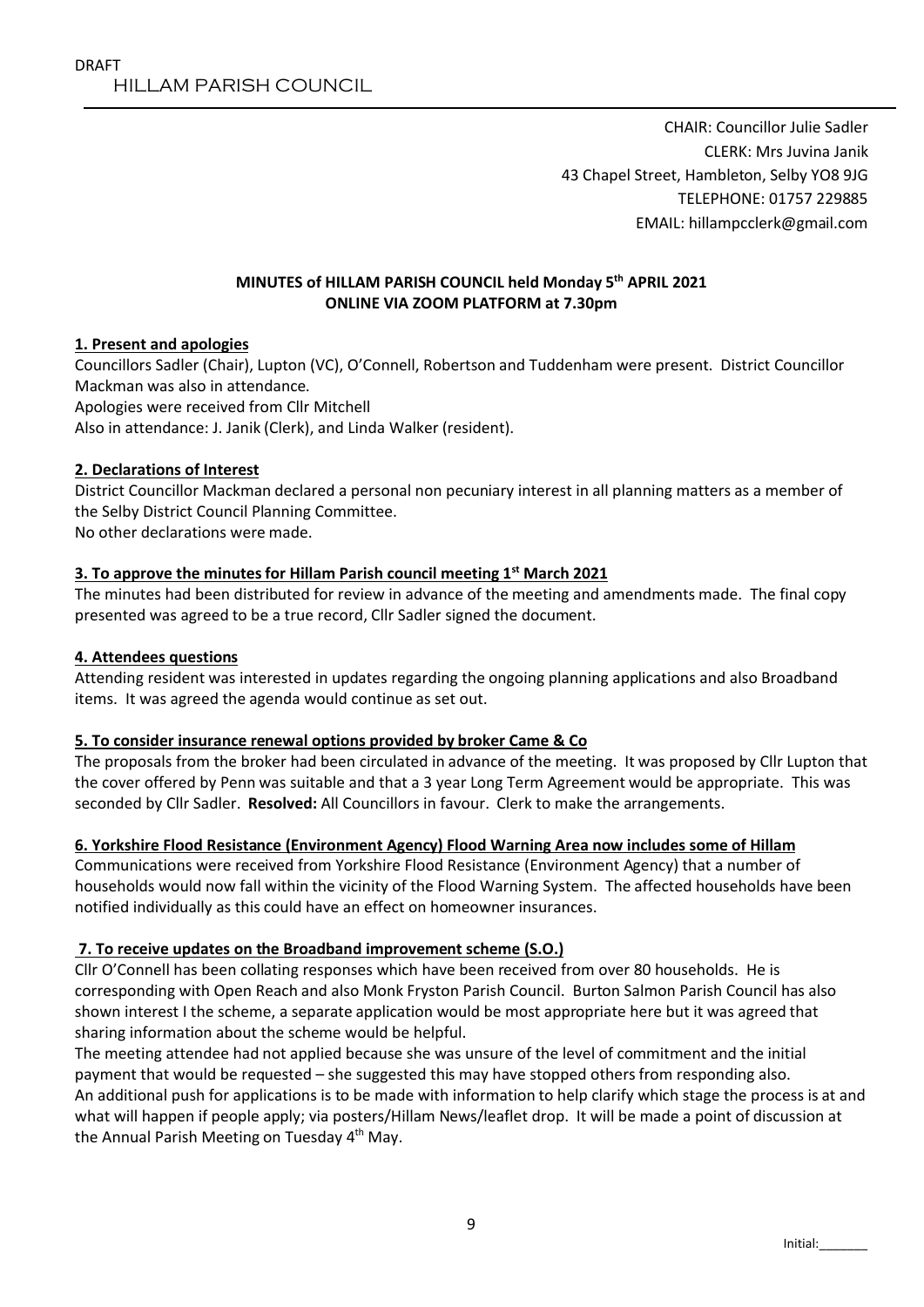DRAFT

HILLAM PARISH COUNCIL

CHAIR: Councillor Julie Sadler
CLERK: Mrs Juvina Janik
43 Chapel Street, Hambleton, Selby YO8 9JG
TELEPHONE: 01757 229885
EMAIL: hillampcclerk@gmail.com

**MINUTES of HILLAM PARISH COUNCIL held Monday 5th APRIL 2021**
**ONLINE VIA ZOOM PLATFORM at 7.30pm**

**1. Present and apologies**

Councillors Sadler (Chair), Lupton (VC), O'Connell, Robertson and Tuddenham were present. District Councillor Mackman was also in attendance.
Apologies were received from Cllr Mitchell
Also in attendance: J. Janik (Clerk), and Linda Walker (resident).

**2. Declarations of Interest**

District Councillor Mackman declared a personal non pecuniary interest in all planning matters as a member of the Selby District Council Planning Committee.
No other declarations were made.

**3. To approve the minutes for Hillam Parish council meeting 1st March 2021**

The minutes had been distributed for review in advance of the meeting and amendments made. The final copy presented was agreed to be a true record, Cllr Sadler signed the document.

**4. Attendees questions**

Attending resident was interested in updates regarding the ongoing planning applications and also Broadband items. It was agreed the agenda would continue as set out.

**5. To consider insurance renewal options provided by broker Came & Co**

The proposals from the broker had been circulated in advance of the meeting. It was proposed by Cllr Lupton that the cover offered by Penn was suitable and that a 3 year Long Term Agreement would be appropriate. This was seconded by Cllr Sadler. **Resolved:** All Councillors in favour. Clerk to make the arrangements.

**6. Yorkshire Flood Resistance (Environment Agency) Flood Warning Area now includes some of Hillam**

Communications were received from Yorkshire Flood Resistance (Environment Agency) that a number of households would now fall within the vicinity of the Flood Warning System. The affected households have been notified individually as this could have an effect on homeowner insurances.

**7. To receive updates on the Broadband improvement scheme (S.O.)**

Cllr O'Connell has been collating responses which have been received from over 80 households. He is corresponding with Open Reach and also Monk Fryston Parish Council. Burton Salmon Parish Council has also shown interest I the scheme, a separate application would be most appropriate here but it was agreed that sharing information about the scheme would be helpful.
The meeting attendee had not applied because she was unsure of the level of commitment and the initial payment that would be requested – she suggested this may have stopped others from responding also.
An additional push for applications is to be made with information to help clarify which stage the process is at and what will happen if people apply; via posters/Hillam News/leaflet drop. It will be made a point of discussion at the Annual Parish Meeting on Tuesday 4th May.

Initial:_______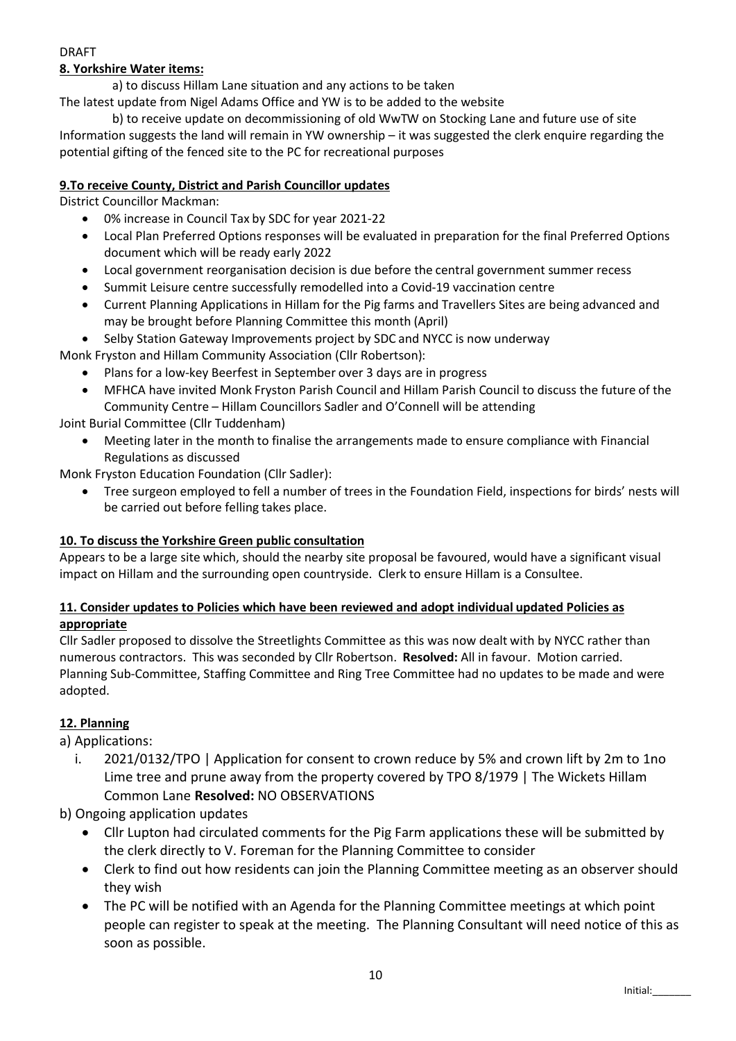DRAFT

**8. Yorkshire Water items:**

a) to discuss Hillam Lane situation and any actions to be taken

The latest update from Nigel Adams Office and YW is to be added to the website

b) to receive update on decommissioning of old WwTW on Stocking Lane and future use of site

Information suggests the land will remain in YW ownership – it was suggested the clerk enquire regarding the potential gifting of the fenced site to the PC for recreational purposes

**9.To receive County, District and Parish Councillor updates**

District Councillor Mackman:

- 0% increase in Council Tax by SDC for year 2021-22
- Local Plan Preferred Options responses will be evaluated in preparation for the final Preferred Options document which will be ready early 2022
- Local government reorganisation decision is due before the central government summer recess
- Summit Leisure centre successfully remodelled into a Covid-19 vaccination centre
- Current Planning Applications in Hillam for the Pig farms and Travellers Sites are being advanced and may be brought before Planning Committee this month (April)
- Selby Station Gateway Improvements project by SDC and NYCC is now underway

Monk Fryston and Hillam Community Association (Cllr Robertson):

- Plans for a low-key Beerfest in September over 3 days are in progress
- MFHCA have invited Monk Fryston Parish Council and Hillam Parish Council to discuss the future of the Community Centre – Hillam Councillors Sadler and O'Connell will be attending

Joint Burial Committee (Cllr Tuddenham)

- Meeting later in the month to finalise the arrangements made to ensure compliance with Financial Regulations as discussed

Monk Fryston Education Foundation (Cllr Sadler):

- Tree surgeon employed to fell a number of trees in the Foundation Field, inspections for birds' nests will be carried out before felling takes place.

**10. To discuss the Yorkshire Green public consultation**

Appears to be a large site which, should the nearby site proposal be favoured, would have a significant visual impact on Hillam and the surrounding open countryside. Clerk to ensure Hillam is a Consultee.

**11. Consider updates to Policies which have been reviewed and adopt individual updated Policies as appropriate**

Cllr Sadler proposed to dissolve the Streetlights Committee as this was now dealt with by NYCC rather than numerous contractors. This was seconded by Cllr Robertson. **Resolved:** All in favour. Motion carried. Planning Sub-Committee, Staffing Committee and Ring Tree Committee had no updates to be made and were adopted.

**12. Planning**

a) Applications:

i. 2021/0132/TPO | Application for consent to crown reduce by 5% and crown lift by 2m to 1no Lime tree and prune away from the property covered by TPO 8/1979 | The Wickets Hillam Common Lane **Resolved:** NO OBSERVATIONS

b) Ongoing application updates

- Cllr Lupton had circulated comments for the Pig Farm applications these will be submitted by the clerk directly to V. Foreman for the Planning Committee to consider
- Clerk to find out how residents can join the Planning Committee meeting as an observer should they wish
- The PC will be notified with an Agenda for the Planning Committee meetings at which point people can register to speak at the meeting. The Planning Consultant will need notice of this as soon as possible.

Initial:_______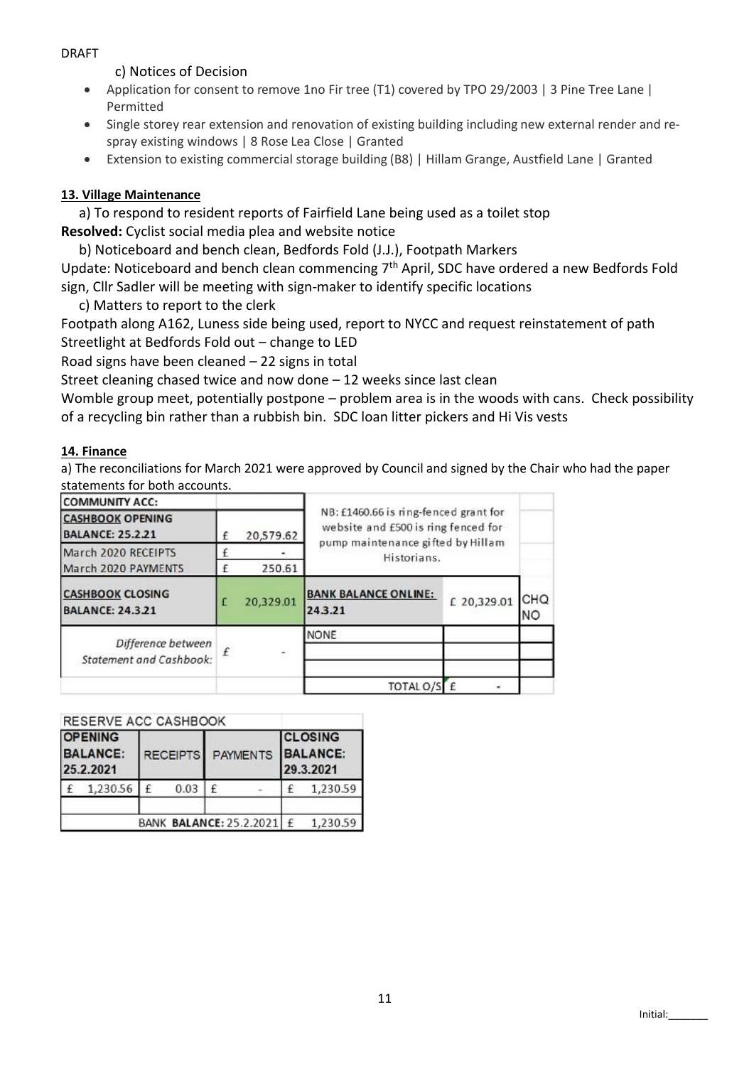DRAFT

c) Notices of Decision

- Application for consent to remove 1no Fir tree (T1) covered by TPO 29/2003 | 3 Pine Tree Lane | Permitted
- Single storey rear extension and renovation of existing building including new external render and re-spray existing windows | 8 Rose Lea Close | Granted
- Extension to existing commercial storage building (B8) | Hillam Grange, Austfield Lane | Granted

**13. Village Maintenance**

a) To respond to resident reports of Fairfield Lane being used as a toilet stop

**Resolved:** Cyclist social media plea and website notice

b) Noticeboard and bench clean, Bedfords Fold (J.J.), Footpath Markers

Update: Noticeboard and bench clean commencing 7th April, SDC have ordered a new Bedfords Fold sign, Cllr Sadler will be meeting with sign-maker to identify specific locations

c) Matters to report to the clerk

Footpath along A162, Luness side being used, report to NYCC and request reinstatement of path

Streetlight at Bedfords Fold out – change to LED

Road signs have been cleaned – 22 signs in total

Street cleaning chased twice and now done – 12 weeks since last clean

Womble group meet, potentially postpone – problem area is in the woods with cans. Check possibility of a recycling bin rather than a rubbish bin. SDC loan litter pickers and Hi Vis vests

**14. Finance**

a) The reconciliations for March 2021 were approved by Council and signed by the Chair who had the paper statements for both accounts.

| COMMUNITY ACC: | | NB: £1460.66 is ring-fenced grant for website and £500 is ring fenced for pump maintenance gifted by Hillam Historians. | | |
|---|---|---|---|---|
| CASHBOOK OPENING BALANCE: 25.2.21 | £ 20,579.62 | | | |
| March 2020 RECEIPTS | £ - | | | |
| March 2020 PAYMENTS | £ 250.61 | | | |
| CASHBOOK CLOSING BALANCE: 24.3.21 | £ 20,329.01 | BANK BALANCE ONLINE: 24.3.21 | £ 20,329.01 | CHQ NO |
| *Difference between Statement and Cashbook:* | £ - | NONE | | |
| | | | | |
| | | | | |
| | | TOTAL O/S | £ - | |

| RESERVE ACC CASHBOOK | | | |
|---|---|---|---|
| OPENING BALANCE: 25.2.2021 | RECEIPTS | PAYMENTS | CLOSING BALANCE: 29.3.2021 |
| £ 1,230.56 | £ 0.03 | £ - | £ 1,230.59 |
| | | | |
| | | BANK BALANCE: 25.2.2021 | £ 1,230.59 |

Initial:_______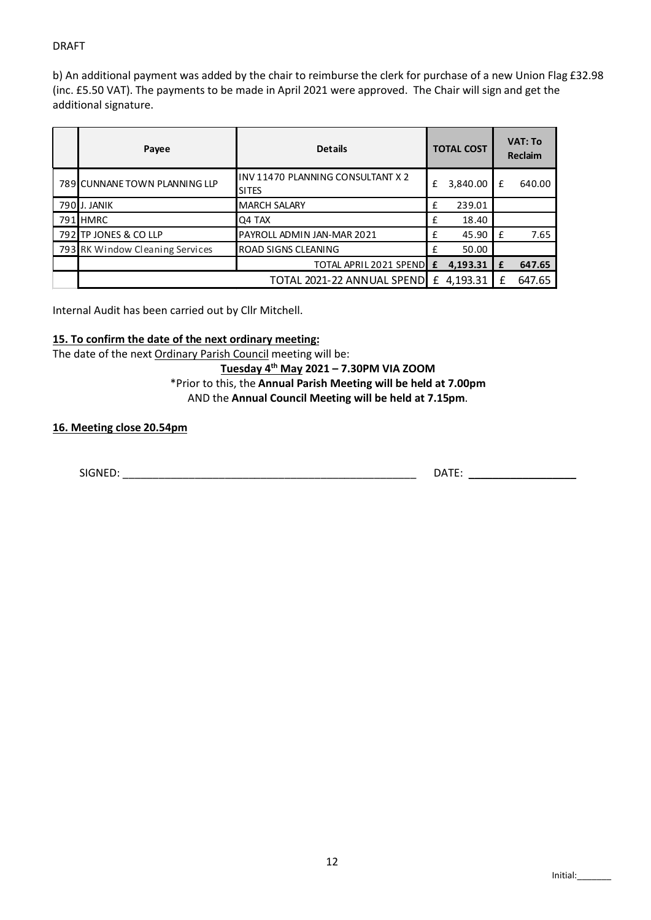DRAFT

b) An additional payment was added by the chair to reimburse the clerk for purchase of a new Union Flag £32.98 (inc. £5.50 VAT). The payments to be made in April 2021 were approved. The Chair will sign and get the additional signature.

| | Payee | Details | TOTAL COST | VAT: To Reclaim |
|---|---|---|---|---|
| 789 | CUNNANE TOWN PLANNING LLP | INV 11470 PLANNING CONSULTANT X 2 SITES | £ 3,840.00 | £ 640.00 |
| 790 | J. JANIK | MARCH SALARY | £ 239.01 | |
| 791 | HMRC | Q4 TAX | £ 18.40 | |
| 792 | TP JONES & CO LLP | PAYROLL ADMIN JAN-MAR 2021 | £ 45.90 | £ 7.65 |
| 793 | RK Window Cleaning Services | ROAD SIGNS CLEANING | £ 50.00 | |
| | | **TOTAL APRIL 2021 SPEND** | **£ 4,193.31** | **£ 647.65** |
| | | TOTAL 2021-22 ANNUAL SPEND | £ 4,193.31 | £ 647.65 |

Internal Audit has been carried out by Cllr Mitchell.

**15. To confirm the date of the next ordinary meeting:**

The date of the next Ordinary Parish Council meeting will be:

**Tuesday 4th May 2021 – 7.30PM VIA ZOOM**

*Prior to this, the **Annual Parish Meeting will be held at 7.00pm** AND the **Annual Council Meeting will be held at 7.15pm**.

**16. Meeting close 20.54pm**

SIGNED: ______________________________________________ DATE: ________________

Initial:_______